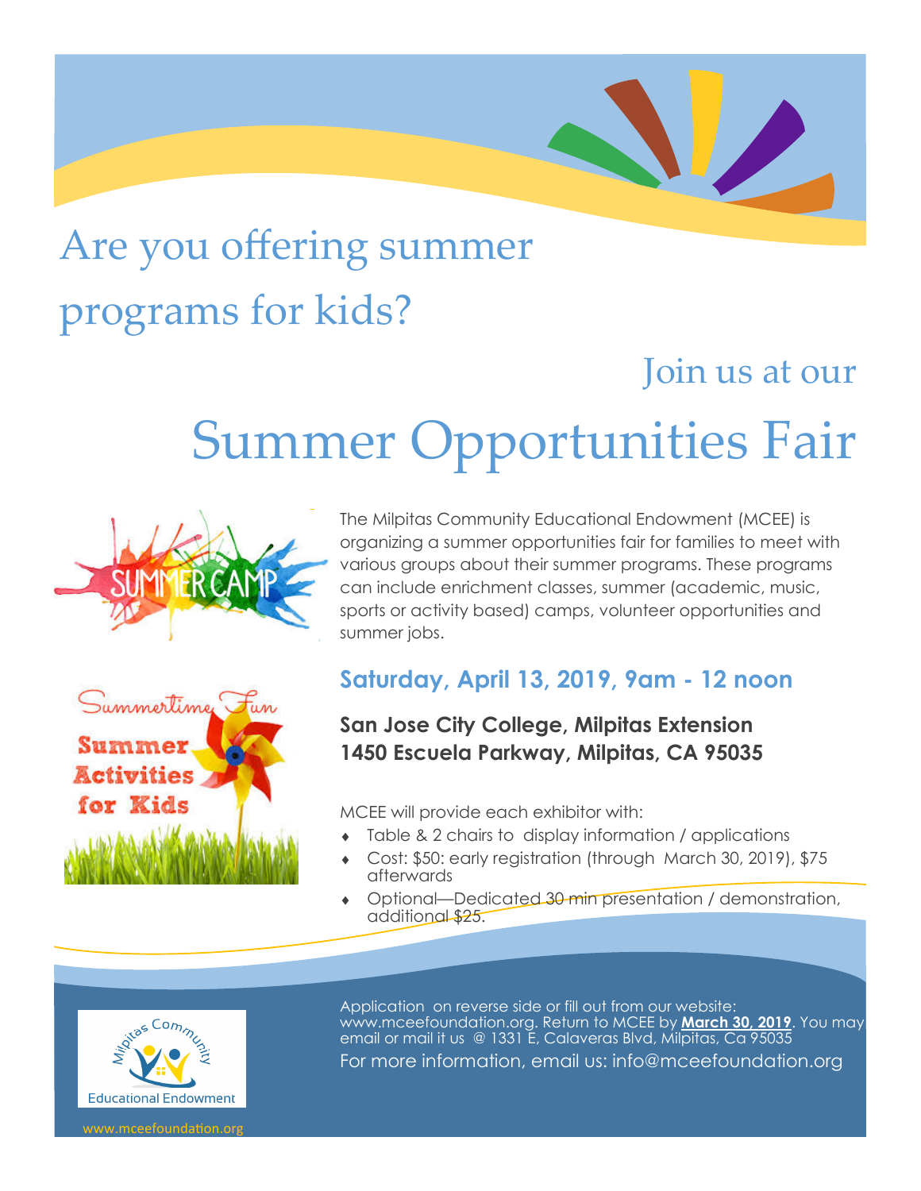# Are you offering summer programs for kids?

## Join us at our

# Summer Opportunities Fair

The Milpitas Community Educational Endowment (MCEE) is organizing a summer opportunities fair for families to meet with various groups about their summer programs. These programs can include enrichment classes, summer (academic, music, sports or activity based) camps, volunteer opportunities and summer jobs.

## Saturday, April 13, 2019, 9am - 12 noon

**San Jose City College, Milpitas Extension**
**1450 Escuela Parkway, Milpitas, CA 95035**

MCEE will provide each exhibitor with:

- Table & 2 chairs to display information / applications
- Cost: $50: early registration (through March 30, 2019), $75 afterwards
- Optional—Dedicated 30 min presentation / demonstration, additional $25.

Application on reverse side or fill out from our website: www.mceefoundation.org. Return to MCEE by **March 30, 2019**. You may email or mail it us @ 1331 E, Calaveras Blvd, Milpitas, Ca 95035

For more information, email us: info@mceefoundation.org

Milpitas Community Educational Endowment

www.mceefoundation.org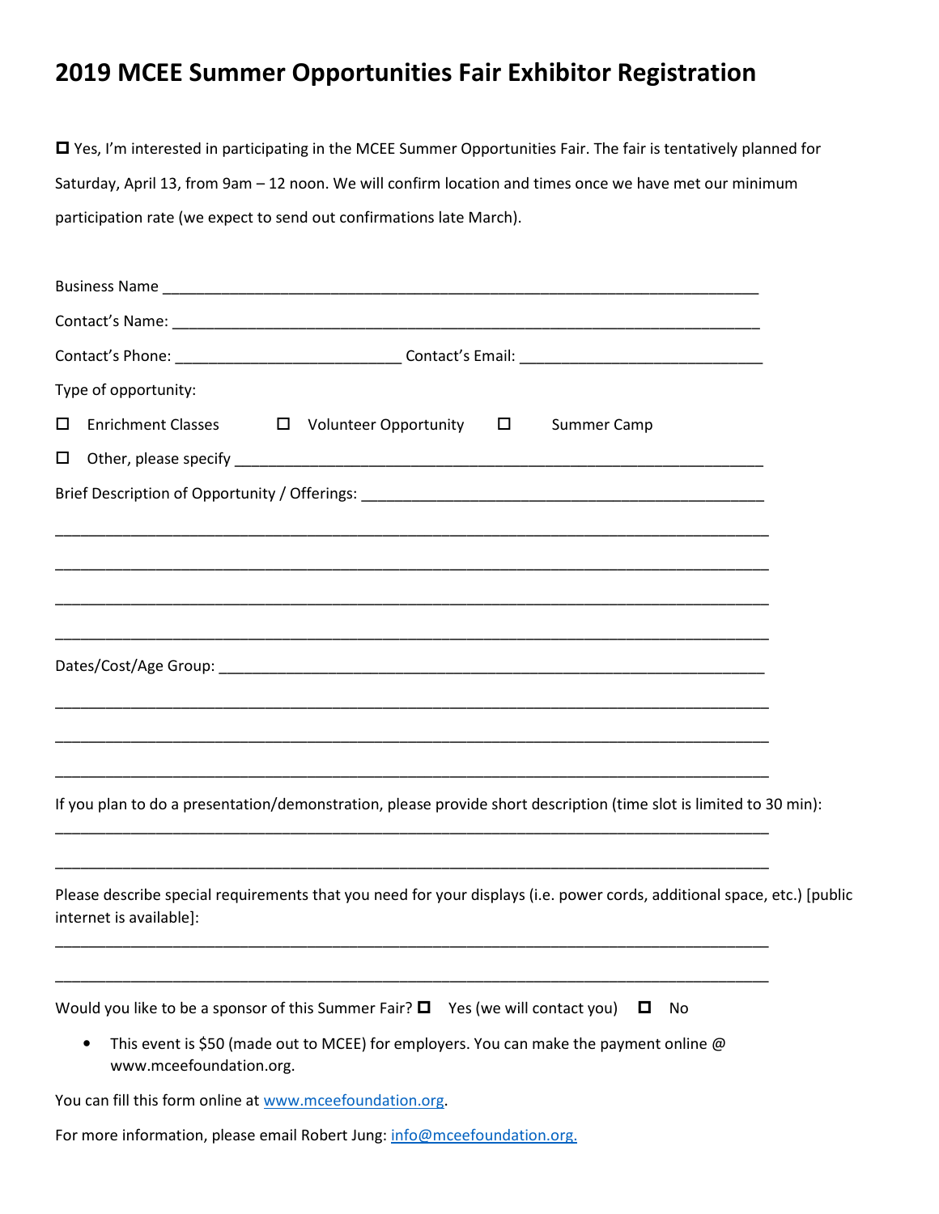# 2019 MCEE Summer Opportunities Fair Exhibitor Registration

☐ Yes, I'm interested in participating in the MCEE Summer Opportunities Fair. The fair is tentatively planned for Saturday, April 13, from 9am – 12 noon. We will confirm location and times once we have met our minimum participation rate (we expect to send out confirmations late March).

Business Name ___________________________________________________________________________

Contact's Name: __________________________________________________________________________

Contact's Phone: __________________________ Contact's Email: ____________________________

Type of opportunity:

☐ Enrichment Classes ☐ Volunteer Opportunity ☐ Summer Camp

☐ Other, please specify ______________________________________________________________

Brief Description of Opportunity / Offerings: ________________________________________________

_________________________________________________________________________________

_________________________________________________________________________________

_________________________________________________________________________________

_________________________________________________________________________________

Dates/Cost/Age Group: ____________________________________________________________

_________________________________________________________________________________

_________________________________________________________________________________

_________________________________________________________________________________

If you plan to do a presentation/demonstration, please provide short description (time slot is limited to 30 min):

_________________________________________________________________________________

_________________________________________________________________________________

Please describe special requirements that you need for your displays (i.e. power cords, additional space, etc.) [public internet is available]:

_________________________________________________________________________________

_________________________________________________________________________________

Would you like to be a sponsor of this Summer Fair? ☐ Yes (we will contact you) ☐ No

- This event is $50 (made out to MCEE) for employers. You can make the payment online @ www.mceefoundation.org.

You can fill this form online at www.mceefoundation.org.

For more information, please email Robert Jung: info@mceefoundation.org.